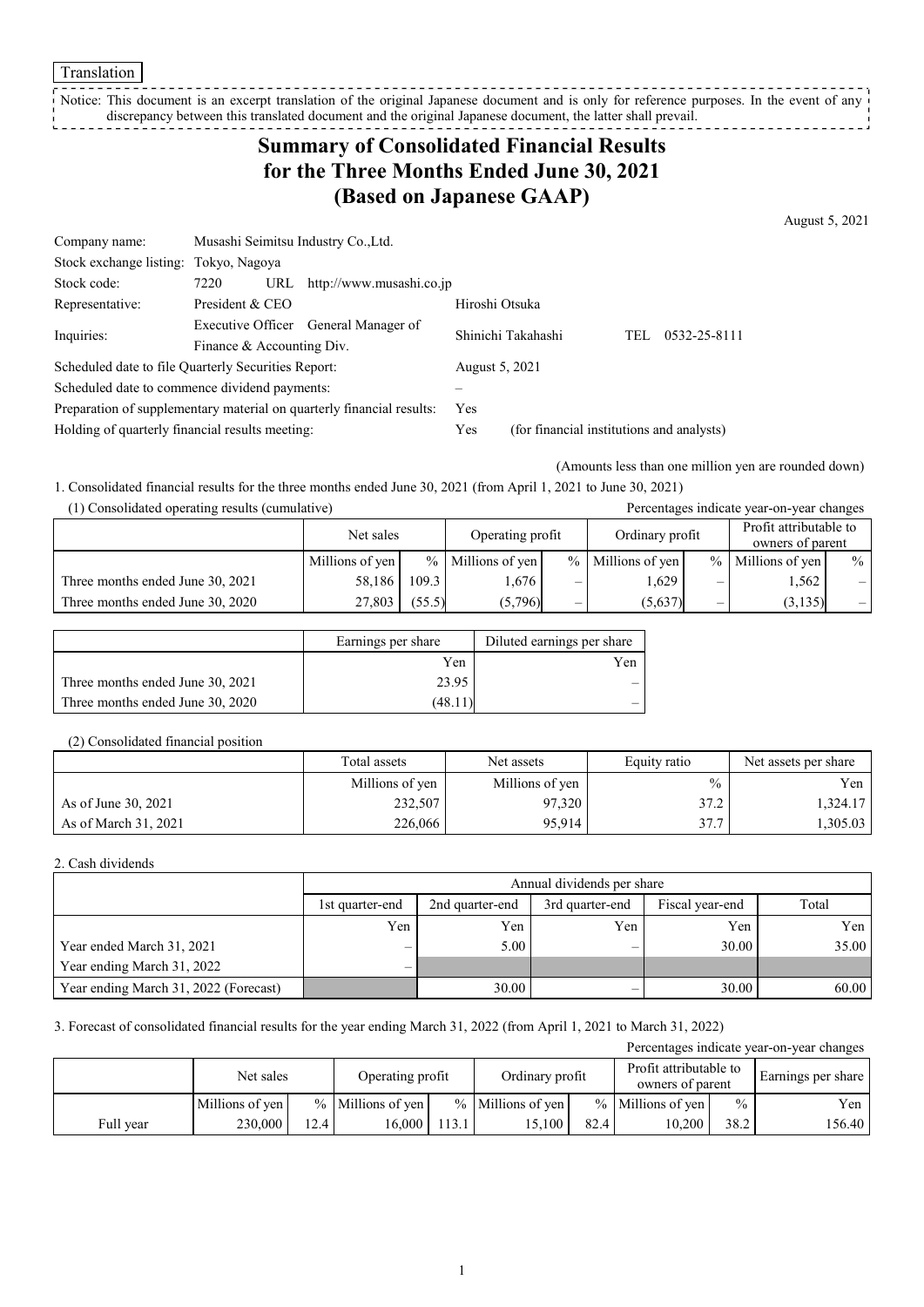Translation

Notice: This document is an excerpt translation of the original Japanese document and is only for reference purposes. In the event of any discrepancy between this translated document and the original Japanese document, the latter shall prevail.

# Summary of Consolidated Financial Results for the Three Months Ended June 30, 2021 (Based on Japanese GAAP)

August 5, 2021

| | | |
|---|---|---|
| Company name: | Musashi Seimitsu Industry Co.,Ltd. | |
| Stock exchange listing: | Tokyo, Nagoya | |
| Stock code: | 7220 URL http://www.musashi.co.jp | |
| Representative: | President & CEO | Hiroshi Otsuka |
| Inquiries: | Executive Officer General Manager of Finance & Accounting Div. | Shinichi Takahashi TEL 0532-25-8111 |
| Scheduled date to file Quarterly Securities Report: | | August 5, 2021 |
| Scheduled date to commence dividend payments: | | – |
| Preparation of supplementary material on quarterly financial results: | | Yes |
| Holding of quarterly financial results meeting: | | Yes (for financial institutions and analysts) |

(Amounts less than one million yen are rounded down)

1. Consolidated financial results for the three months ended June 30, 2021 (from April 1, 2021 to June 30, 2021)

(1) Consolidated operating results (cumulative)

Percentages indicate year-on-year changes

| | Net sales | | Operating profit | | Ordinary profit | | Profit attributable to owners of parent | |
|---|---|---|---|---|---|---|---|---|
| | Millions of yen | % | Millions of yen | % | Millions of yen | % | Millions of yen | % |
| Three months ended June 30, 2021 | 58,186 | 109.3 | 1,676 | – | 1,629 | – | 1,562 | – |
| Three months ended June 30, 2020 | 27,803 | (55.5) | (5,796) | – | (5,637) | – | (3,135) | – |

| | Earnings per share | Diluted earnings per share |
|---|---|---|
| | Yen | Yen |
| Three months ended June 30, 2021 | 23.95 | – |
| Three months ended June 30, 2020 | (48.11) | – |

(2) Consolidated financial position

| | Total assets | Net assets | Equity ratio | Net assets per share |
|---|---|---|---|---|
| | Millions of yen | Millions of yen | % | Yen |
| As of June 30, 2021 | 232,507 | 97,320 | 37.2 | 1,324.17 |
| As of March 31, 2021 | 226,066 | 95,914 | 37.7 | 1,305.03 |

2. Cash dividends

| | Annual dividends per share | | | | |
|---|---|---|---|---|---|
| | 1st quarter-end | 2nd quarter-end | 3rd quarter-end | Fiscal year-end | Total |
| | Yen | Yen | Yen | Yen | Yen |
| Year ended March 31, 2021 | – | 5.00 | – | 30.00 | 35.00 |
| Year ending March 31, 2022 | – | | | | |
| Year ending March 31, 2022 (Forecast) | | 30.00 | – | 30.00 | 60.00 |

3. Forecast of consolidated financial results for the year ending March 31, 2022 (from April 1, 2021 to March 31, 2022)

Percentages indicate year-on-year changes

| | Net sales | | Operating profit | | Ordinary profit | | Profit attributable to owners of parent | | Earnings per share |
|---|---|---|---|---|---|---|---|---|---|
| | Millions of yen | % | Millions of yen | % | Millions of yen | % | Millions of yen | % | Yen |
| Full year | 230,000 | 12.4 | 16,000 | 113.1 | 15,100 | 82.4 | 10,200 | 38.2 | 156.40 |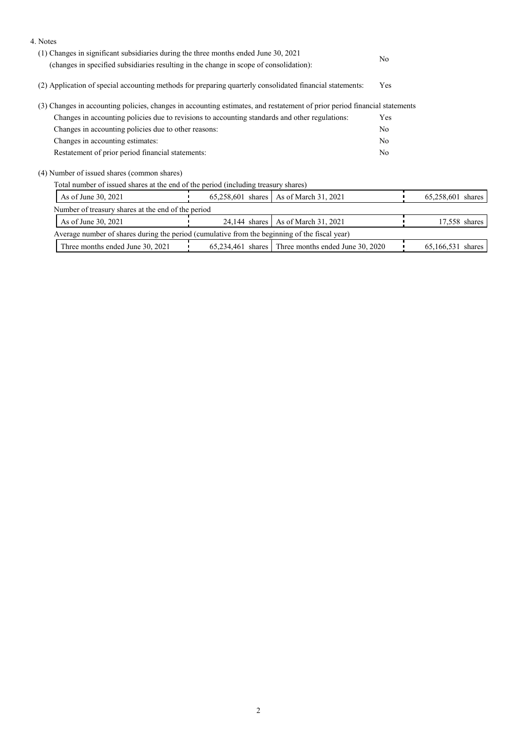4. Notes

(1) Changes in significant subsidiaries during the three months ended June 30, 2021
(changes in specified subsidiaries resulting in the change in scope of consolidation): No

(2) Application of special accounting methods for preparing quarterly consolidated financial statements: Yes

(3) Changes in accounting policies, changes in accounting estimates, and restatement of prior period financial statements

| | |
|---|---|
| Changes in accounting policies due to revisions to accounting standards and other regulations: | Yes |
| Changes in accounting policies due to other reasons: | No |
| Changes in accounting estimates: | No |
| Restatement of prior period financial statements: | No |

(4) Number of issued shares (common shares)

Total number of issued shares at the end of the period (including treasury shares)

| | | | |
|---|---|---|---|
| As of June 30, 2021 | 65,258,601 shares | As of March 31, 2021 | 65,258,601 shares |

Number of treasury shares at the end of the period

| | | | |
|---|---|---|---|
| As of June 30, 2021 | 24,144 shares | As of March 31, 2021 | 17,558 shares |

Average number of shares during the period (cumulative from the beginning of the fiscal year)

| | | | |
|---|---|---|---|
| Three months ended June 30, 2021 | 65,234,461 shares | Three months ended June 30, 2020 | 65,166,531 shares |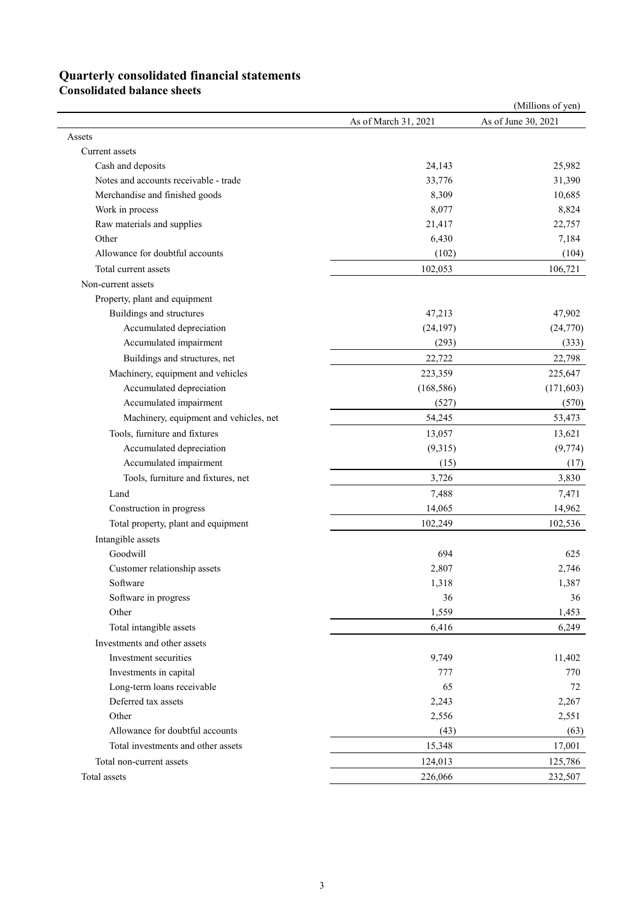# Quarterly consolidated financial statements

## Consolidated balance sheets

(Millions of yen)

| | As of March 31, 2021 | As of June 30, 2021 |
|---|---|---|
| Assets | | |
| Current assets | | |
| Cash and deposits | 24,143 | 25,982 |
| Notes and accounts receivable - trade | 33,776 | 31,390 |
| Merchandise and finished goods | 8,309 | 10,685 |
| Work in process | 8,077 | 8,824 |
| Raw materials and supplies | 21,417 | 22,757 |
| Other | 6,430 | 7,184 |
| Allowance for doubtful accounts | (102) | (104) |
| Total current assets | 102,053 | 106,721 |
| Non-current assets | | |
| Property, plant and equipment | | |
| Buildings and structures | 47,213 | 47,902 |
| Accumulated depreciation | (24,197) | (24,770) |
| Accumulated impairment | (293) | (333) |
| Buildings and structures, net | 22,722 | 22,798 |
| Machinery, equipment and vehicles | 223,359 | 225,647 |
| Accumulated depreciation | (168,586) | (171,603) |
| Accumulated impairment | (527) | (570) |
| Machinery, equipment and vehicles, net | 54,245 | 53,473 |
| Tools, furniture and fixtures | 13,057 | 13,621 |
| Accumulated depreciation | (9,315) | (9,774) |
| Accumulated impairment | (15) | (17) |
| Tools, furniture and fixtures, net | 3,726 | 3,830 |
| Land | 7,488 | 7,471 |
| Construction in progress | 14,065 | 14,962 |
| Total property, plant and equipment | 102,249 | 102,536 |
| Intangible assets | | |
| Goodwill | 694 | 625 |
| Customer relationship assets | 2,807 | 2,746 |
| Software | 1,318 | 1,387 |
| Software in progress | 36 | 36 |
| Other | 1,559 | 1,453 |
| Total intangible assets | 6,416 | 6,249 |
| Investments and other assets | | |
| Investment securities | 9,749 | 11,402 |
| Investments in capital | 777 | 770 |
| Long-term loans receivable | 65 | 72 |
| Deferred tax assets | 2,243 | 2,267 |
| Other | 2,556 | 2,551 |
| Allowance for doubtful accounts | (43) | (63) |
| Total investments and other assets | 15,348 | 17,001 |
| Total non-current assets | 124,013 | 125,786 |
| Total assets | 226,066 | 232,507 |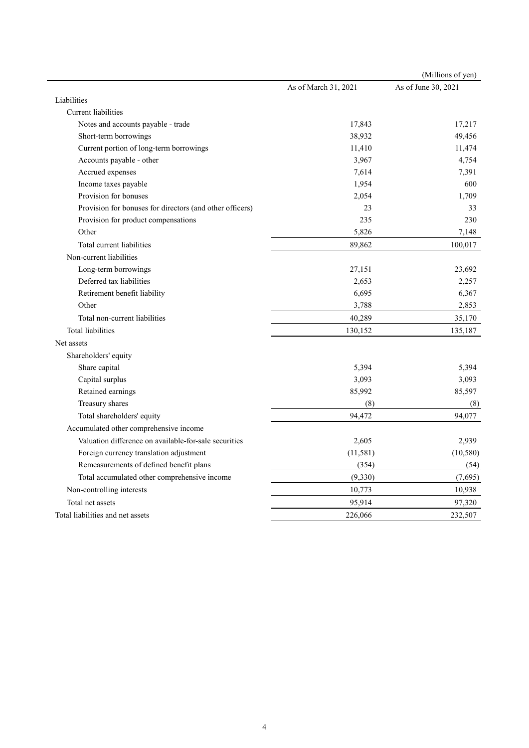(Millions of yen)

| | As of March 31, 2021 | As of June 30, 2021 |
|---|---|---|
| Liabilities | | |
| Current liabilities | | |
| Notes and accounts payable - trade | 17,843 | 17,217 |
| Short-term borrowings | 38,932 | 49,456 |
| Current portion of long-term borrowings | 11,410 | 11,474 |
| Accounts payable - other | 3,967 | 4,754 |
| Accrued expenses | 7,614 | 7,391 |
| Income taxes payable | 1,954 | 600 |
| Provision for bonuses | 2,054 | 1,709 |
| Provision for bonuses for directors (and other officers) | 23 | 33 |
| Provision for product compensations | 235 | 230 |
| Other | 5,826 | 7,148 |
| Total current liabilities | 89,862 | 100,017 |
| Non-current liabilities | | |
| Long-term borrowings | 27,151 | 23,692 |
| Deferred tax liabilities | 2,653 | 2,257 |
| Retirement benefit liability | 6,695 | 6,367 |
| Other | 3,788 | 2,853 |
| Total non-current liabilities | 40,289 | 35,170 |
| Total liabilities | 130,152 | 135,187 |
| Net assets | | |
| Shareholders' equity | | |
| Share capital | 5,394 | 5,394 |
| Capital surplus | 3,093 | 3,093 |
| Retained earnings | 85,992 | 85,597 |
| Treasury shares | (8) | (8) |
| Total shareholders' equity | 94,472 | 94,077 |
| Accumulated other comprehensive income | | |
| Valuation difference on available-for-sale securities | 2,605 | 2,939 |
| Foreign currency translation adjustment | (11,581) | (10,580) |
| Remeasurements of defined benefit plans | (354) | (54) |
| Total accumulated other comprehensive income | (9,330) | (7,695) |
| Non-controlling interests | 10,773 | 10,938 |
| Total net assets | 95,914 | 97,320 |
| Total liabilities and net assets | 226,066 | 232,507 |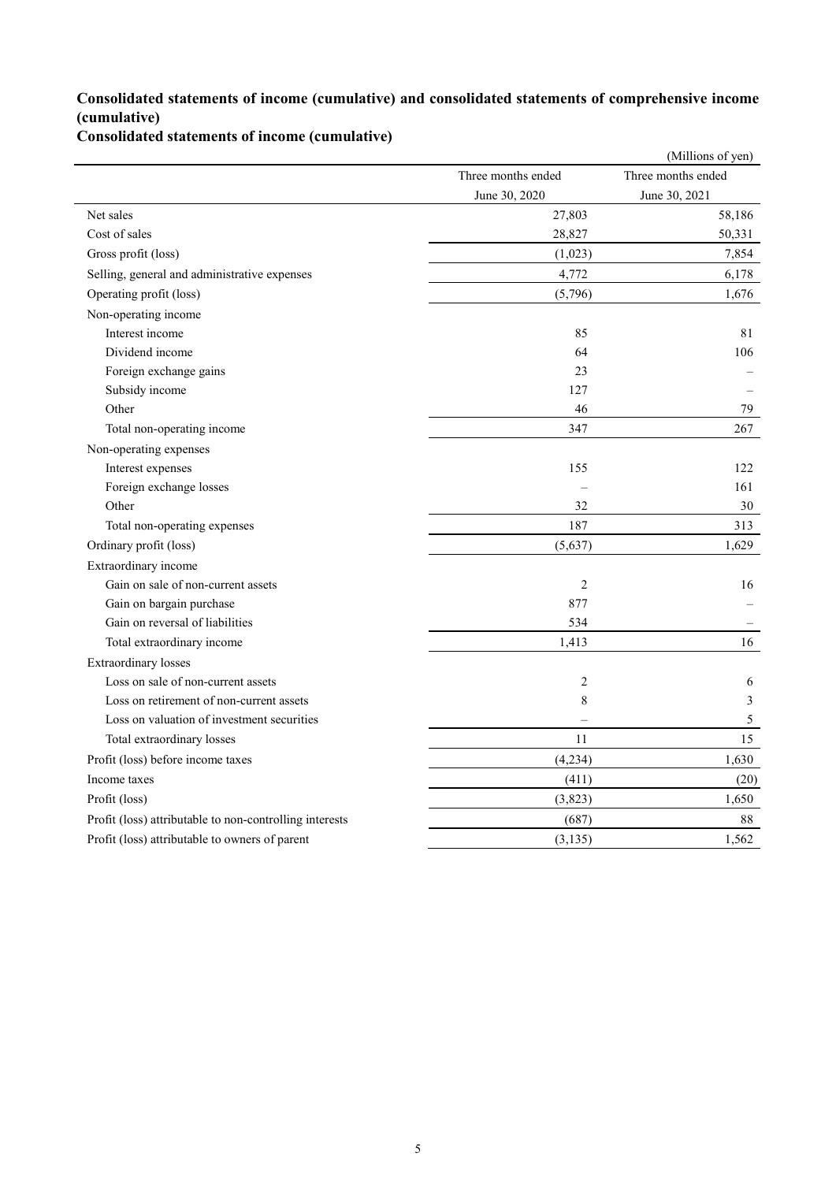## Consolidated statements of income (cumulative) and consolidated statements of comprehensive income (cumulative)

### Consolidated statements of income (cumulative)

(Millions of yen)

| | Three months ended June 30, 2020 | Three months ended June 30, 2021 |
|---|---|---|
| Net sales | 27,803 | 58,186 |
| Cost of sales | 28,827 | 50,331 |
| Gross profit (loss) | (1,023) | 7,854 |
| Selling, general and administrative expenses | 4,772 | 6,178 |
| Operating profit (loss) | (5,796) | 1,676 |
| Non-operating income | | |
| Interest income | 85 | 81 |
| Dividend income | 64 | 106 |
| Foreign exchange gains | 23 | – |
| Subsidy income | 127 | – |
| Other | 46 | 79 |
| Total non-operating income | 347 | 267 |
| Non-operating expenses | | |
| Interest expenses | 155 | 122 |
| Foreign exchange losses | – | 161 |
| Other | 32 | 30 |
| Total non-operating expenses | 187 | 313 |
| Ordinary profit (loss) | (5,637) | 1,629 |
| Extraordinary income | | |
| Gain on sale of non-current assets | 2 | 16 |
| Gain on bargain purchase | 877 | – |
| Gain on reversal of liabilities | 534 | – |
| Total extraordinary income | 1,413 | 16 |
| Extraordinary losses | | |
| Loss on sale of non-current assets | 2 | 6 |
| Loss on retirement of non-current assets | 8 | 3 |
| Loss on valuation of investment securities | – | 5 |
| Total extraordinary losses | 11 | 15 |
| Profit (loss) before income taxes | (4,234) | 1,630 |
| Income taxes | (411) | (20) |
| Profit (loss) | (3,823) | 1,650 |
| Profit (loss) attributable to non-controlling interests | (687) | 88 |
| Profit (loss) attributable to owners of parent | (3,135) | 1,562 |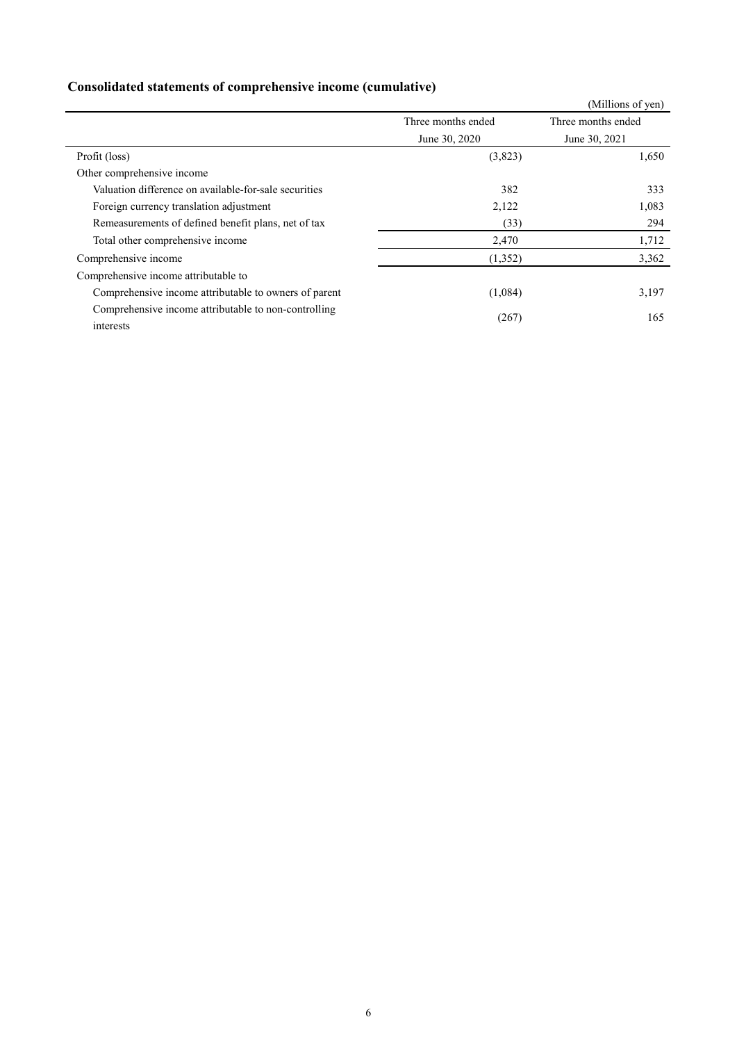## Consolidated statements of comprehensive income (cumulative)

(Millions of yen)

| | Three months ended June 30, 2020 | Three months ended June 30, 2021 |
|---|---|---|
| Profit (loss) | (3,823) | 1,650 |
| Other comprehensive income | | |
| Valuation difference on available-for-sale securities | 382 | 333 |
| Foreign currency translation adjustment | 2,122 | 1,083 |
| Remeasurements of defined benefit plans, net of tax | (33) | 294 |
| Total other comprehensive income | 2,470 | 1,712 |
| Comprehensive income | (1,352) | 3,362 |
| Comprehensive income attributable to | | |
| Comprehensive income attributable to owners of parent | (1,084) | 3,197 |
| Comprehensive income attributable to non-controlling interests | (267) | 165 |